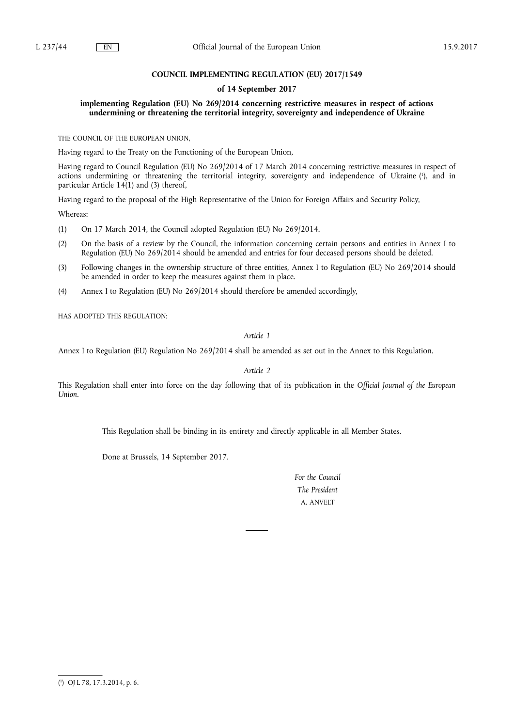**COUNCIL IMPLEMENTING REGULATION (EU) 2017/1549**

**of 14 September 2017**

**implementing Regulation (EU) No 269/2014 concerning restrictive measures in respect of actions undermining or threatening the territorial integrity, sovereignty and independence of Ukraine**

THE COUNCIL OF THE EUROPEAN UNION,

Having regard to the Treaty on the Functioning of the European Union,

Having regard to Council Regulation (EU) No 269/2014 of 17 March 2014 concerning restrictive measures in respect of actions undermining or threatening the territorial integrity, sovereignty and independence of Ukraine [1], and in particular Article 14(1) and (3) thereof,

Having regard to the proposal of the High Representative of the Union for Foreign Affairs and Security Policy,

Whereas:

(1) On 17 March 2014, the Council adopted Regulation (EU) No 269/2014.

(2) On the basis of a review by the Council, the information concerning certain persons and entities in Annex I to Regulation (EU) No 269/2014 should be amended and entries for four deceased persons should be deleted.

(3) Following changes in the ownership structure of three entities, Annex I to Regulation (EU) No 269/2014 should be amended in order to keep the measures against them in place.

(4) Annex I to Regulation (EU) No 269/2014 should therefore be amended accordingly,

HAS ADOPTED THIS REGULATION:

*Article 1*

Annex I to Regulation (EU) Regulation No 269/2014 shall be amended as set out in the Annex to this Regulation.

*Article 2*

This Regulation shall enter into force on the day following that of its publication in the *Official Journal of the European Union*.

This Regulation shall be binding in its entirety and directly applicable in all Member States.

Done at Brussels, 14 September 2017.

*For the Council*

*The President*

A. ANVELT

---

[1] OJ L 78, 17.3.2014, p. 6.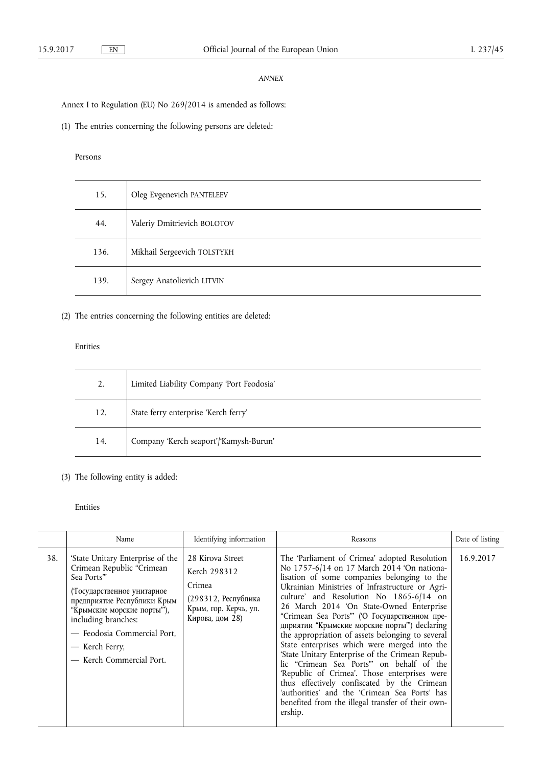*ANNEX*

Annex I to Regulation (EU) No 269/2014 is amended as follows:

(1) The entries concerning the following persons are deleted:

Persons

| | |
|---|---|
| 15. | Oleg Evgenevich PANTELEEV |
| 44. | Valeriy Dmitrievich BOLOTOV |
| 136. | Mikhail Sergeevich TOLSTYKH |
| 139. | Sergey Anatolievich LITVIN |

(2) The entries concerning the following entities are deleted:

Entities

| | |
|---|---|
| 2. | Limited Liability Company 'Port Feodosia' |
| 12. | State ferry enterprise 'Kerch ferry' |
| 14. | Company 'Kerch seaport'/'Kamysh-Burun' |

(3) The following entity is added:

Entities

| | Name | Identifying information | Reasons | Date of listing |
|---|---|---|---|---|
| 38. | 'State Unitary Enterprise of the Crimean Republic "Crimean Sea Ports"' ('Государственное унитарное предприятие Республики Крым "Крымские морские порты"'), including branches: — Feodosia Commercial Port, — Kerch Ferry, — Kerch Commercial Port. | 28 Kirova Street Kerch 298312 Crimea (298312, Республика Крым, гор. Керчь, ул. Кирова, дом 28) | The 'Parliament of Crimea' adopted Resolution No 1757-6/14 on 17 March 2014 'On nationalisation of some companies belonging to the Ukrainian Ministries of Infrastructure or Agriculture' and Resolution No 1865-6/14 on 26 March 2014 'On State-Owned Enterprise "Crimean Sea Ports"' ('О Государственном предприятии "Крымские морские порты"') declaring the appropriation of assets belonging to several State enterprises which were merged into the 'State Unitary Enterprise of the Crimean Republic "Crimean Sea Ports"' on behalf of the 'Republic of Crimea'. Those enterprises were thus effectively confiscated by the Crimean 'authorities' and the 'Crimean Sea Ports' has benefited from the illegal transfer of their ownership. | 16.9.2017 |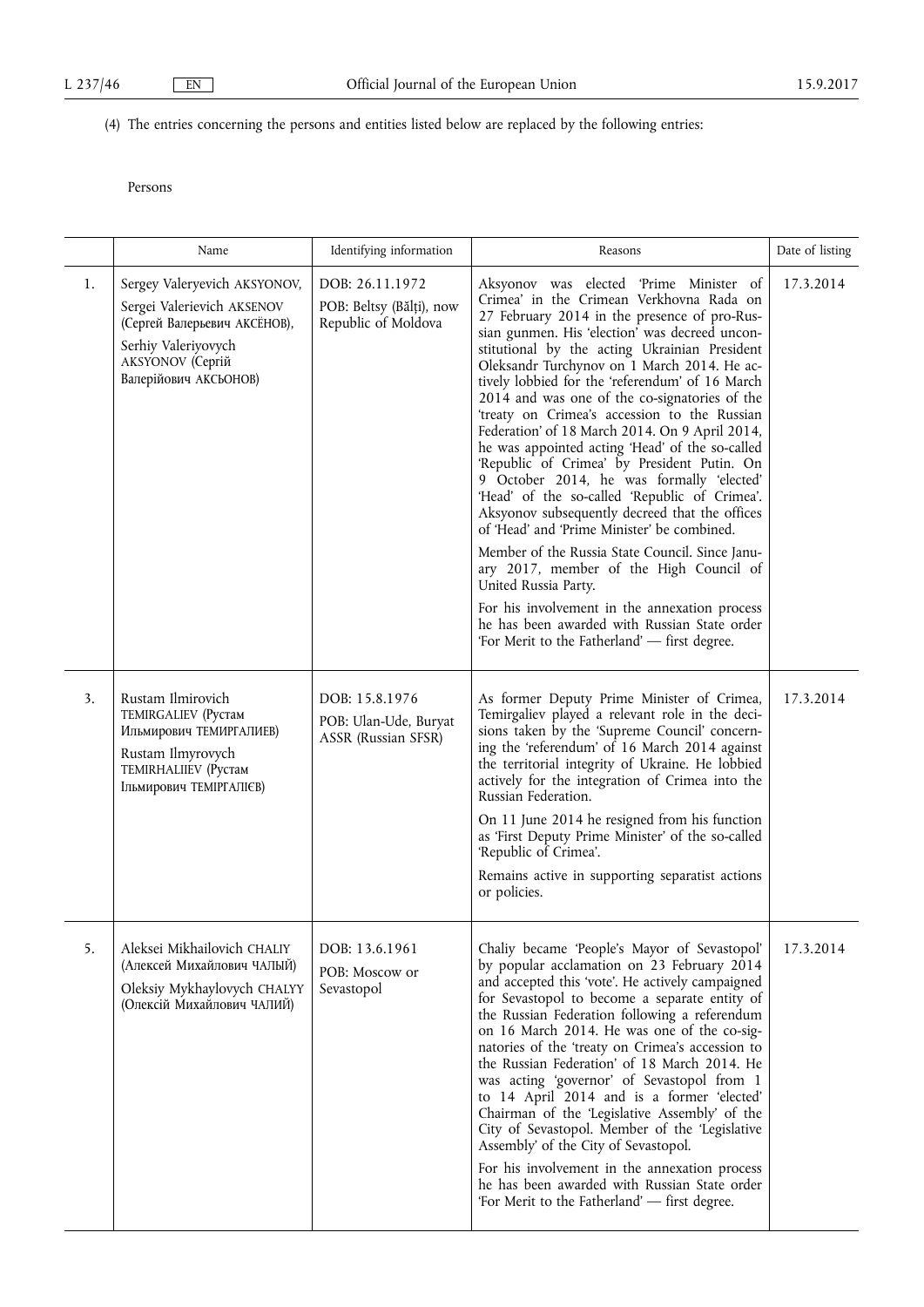(4) The entries concerning the persons and entities listed below are replaced by the following entries:

Persons

| | Name | Identifying information | Reasons | Date of listing |
|---|---|---|---|---|
| 1. | Sergey Valeryevich AKSYONOV, Sergei Valerievich AKSENOV (Сергей Валерьевич АКСЁНОВ), Serhiy Valeriyovych AKSYONOV (Сергій Валерійович АКСЬОНОВ) | DOB: 26.11.1972 POB: Beltsy (Bălți), now Republic of Moldova | Aksyonov was elected 'Prime Minister of Crimea' in the Crimean Verkhovna Rada on 27 February 2014 in the presence of pro-Russian gunmen. His 'election' was decreed unconstitutional by the acting Ukrainian President Oleksandr Turchynov on 1 March 2014. He actively lobbied for the 'referendum' of 16 March 2014 and was one of the co-signatories of the 'treaty on Crimea's accession to the Russian Federation' of 18 March 2014. On 9 April 2014, he was appointed acting 'Head' of the so-called 'Republic of Crimea' by President Putin. On 9 October 2014, he was formally 'elected' 'Head' of the so-called 'Republic of Crimea'. Aksyonov subsequently decreed that the offices of 'Head' and 'Prime Minister' be combined. Member of the Russia State Council. Since January 2017, member of the High Council of United Russia Party. For his involvement in the annexation process he has been awarded with Russian State order 'For Merit to the Fatherland' — first degree. | 17.3.2014 |
| 3. | Rustam Ilmirovich TEMIRGALIEV (Рустам Ильмирович ТЕМИРГАЛИЕВ) Rustam Ilmyrovych TEMIRHALIIEV (Рустам Ільмирович ТЕМІРГАЛІЄВ) | DOB: 15.8.1976 POB: Ulan-Ude, Buryat ASSR (Russian SFSR) | As former Deputy Prime Minister of Crimea, Temirgaliev played a relevant role in the decisions taken by the 'Supreme Council' concerning the 'referendum' of 16 March 2014 against the territorial integrity of Ukraine. He lobbied actively for the integration of Crimea into the Russian Federation. On 11 June 2014 he resigned from his function as 'First Deputy Prime Minister' of the so-called 'Republic of Crimea'. Remains active in supporting separatist actions or policies. | 17.3.2014 |
| 5. | Aleksei Mikhailovich CHALIY (Алексей Михайлович ЧАЛЫЙ) Oleksiy Mykhaylovych CHALYY (Олексій Михайлович ЧАЛИЙ) | DOB: 13.6.1961 POB: Moscow or Sevastopol | Chaliy became 'People's Mayor of Sevastopol' by popular acclamation on 23 February 2014 and accepted this 'vote'. He actively campaigned for Sevastopol to become a separate entity of the Russian Federation following a referendum on 16 March 2014. He was one of the co-signatories of the 'treaty on Crimea's accession to the Russian Federation' of 18 March 2014. He was acting 'governor' of Sevastopol from 1 to 14 April 2014 and is a former 'elected' Chairman of the 'Legislative Assembly' of the City of Sevastopol. Member of the 'Legislative Assembly' of the City of Sevastopol. For his involvement in the annexation process he has been awarded with Russian State order 'For Merit to the Fatherland' — first degree. | 17.3.2014 |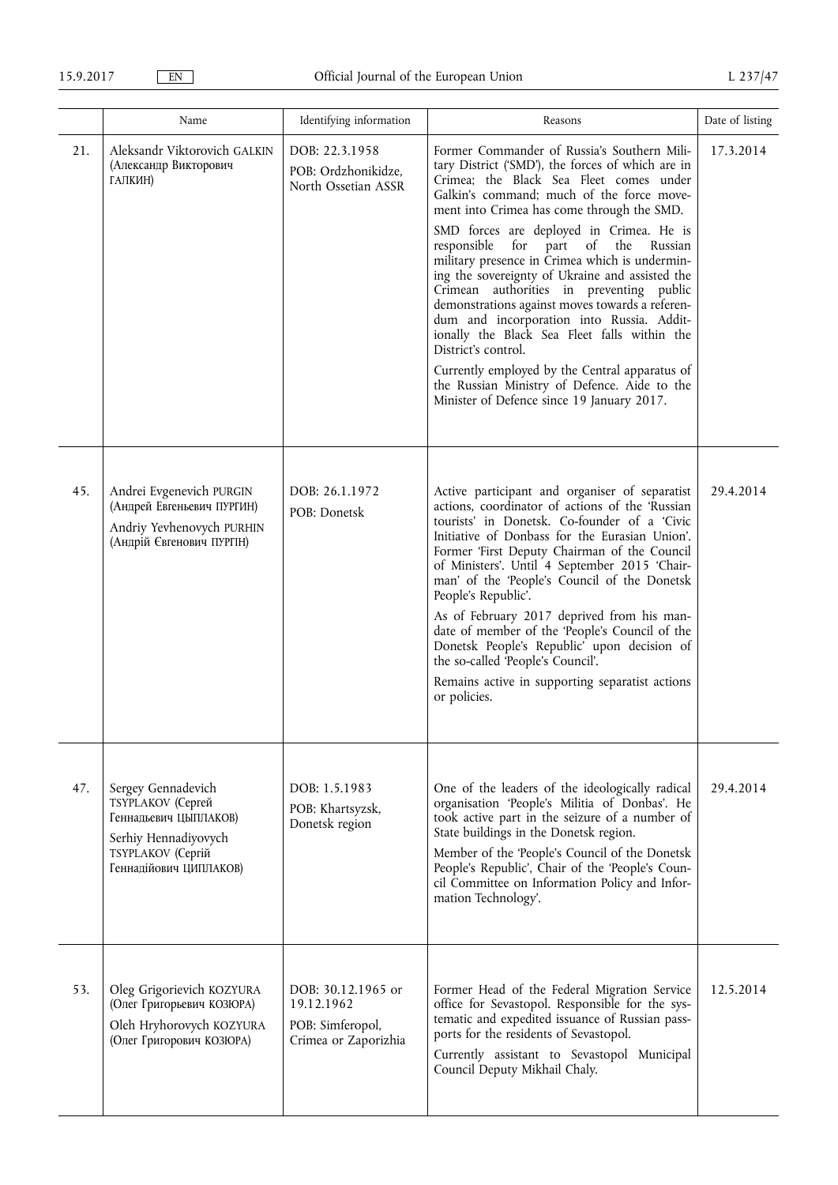| | Name | Identifying information | Reasons | Date of listing |
|---|---|---|---|---|
| 21. | Aleksandr Viktorovich GALKIN (Александр Викторович ГАЛКИН) | DOB: 22.3.1958 POB: Ordzhonikidze, North Ossetian ASSR | Former Commander of Russia's Southern Military District ('SMD'), the forces of which are in Crimea; the Black Sea Fleet comes under Galkin's command; much of the force movement into Crimea has come through the SMD. SMD forces are deployed in Crimea. He is responsible for part of the Russian military presence in Crimea which is undermining the sovereignty of Ukraine and assisted the Crimean authorities in preventing public demonstrations against moves towards a referendum and incorporation into Russia. Additionally the Black Sea Fleet falls within the District's control. Currently employed by the Central apparatus of the Russian Ministry of Defence. Aide to the Minister of Defence since 19 January 2017. | 17.3.2014 |
| 45. | Andrei Evgenevich PURGIN (Андрей Евгеньевич ПУРГИН) Andriy Yevhenovych PURHIN (Андрій Євгенович ПУРГІН) | DOB: 26.1.1972 POB: Donetsk | Active participant and organiser of separatist actions, coordinator of actions of the 'Russian tourists' in Donetsk. Co-founder of a 'Civic Initiative of Donbass for the Eurasian Union'. Former 'First Deputy Chairman of the Council of Ministers'. Until 4 September 2015 'Chairman' of the 'People's Council of the Donetsk People's Republic'. As of February 2017 deprived from his mandate of member of the 'People's Council of the Donetsk People's Republic' upon decision of the so-called 'People's Council'. Remains active in supporting separatist actions or policies. | 29.4.2014 |
| 47. | Sergey Gennadevich TSYPLAKOV (Сергей Геннадьевич ЦЫПЛАКОВ) Serhiy Hennadiyovych TSYPLAKOV (Сергій Геннадійович ЦИПЛАКОВ) | DOB: 1.5.1983 POB: Khartsyzsk, Donetsk region | One of the leaders of the ideologically radical organisation 'People's Militia of Donbas'. He took active part in the seizure of a number of State buildings in the Donetsk region. Member of the 'People's Council of the Donetsk People's Republic', Chair of the 'People's Council Committee on Information Policy and Information Technology'. | 29.4.2014 |
| 53. | Oleg Grigorievich KOZYURA (Олег Григорьевич КОЗЮРА) Oleh Hryhorovych KOZYURA (Олег Григорович КОЗЮРА) | DOB: 30.12.1965 or 19.12.1962 POB: Simferopol, Crimea or Zaporizhia | Former Head of the Federal Migration Service office for Sevastopol. Responsible for the systematic and expedited issuance of Russian passports for the residents of Sevastopol. Currently assistant to Sevastopol Municipal Council Deputy Mikhail Chaly. | 12.5.2014 |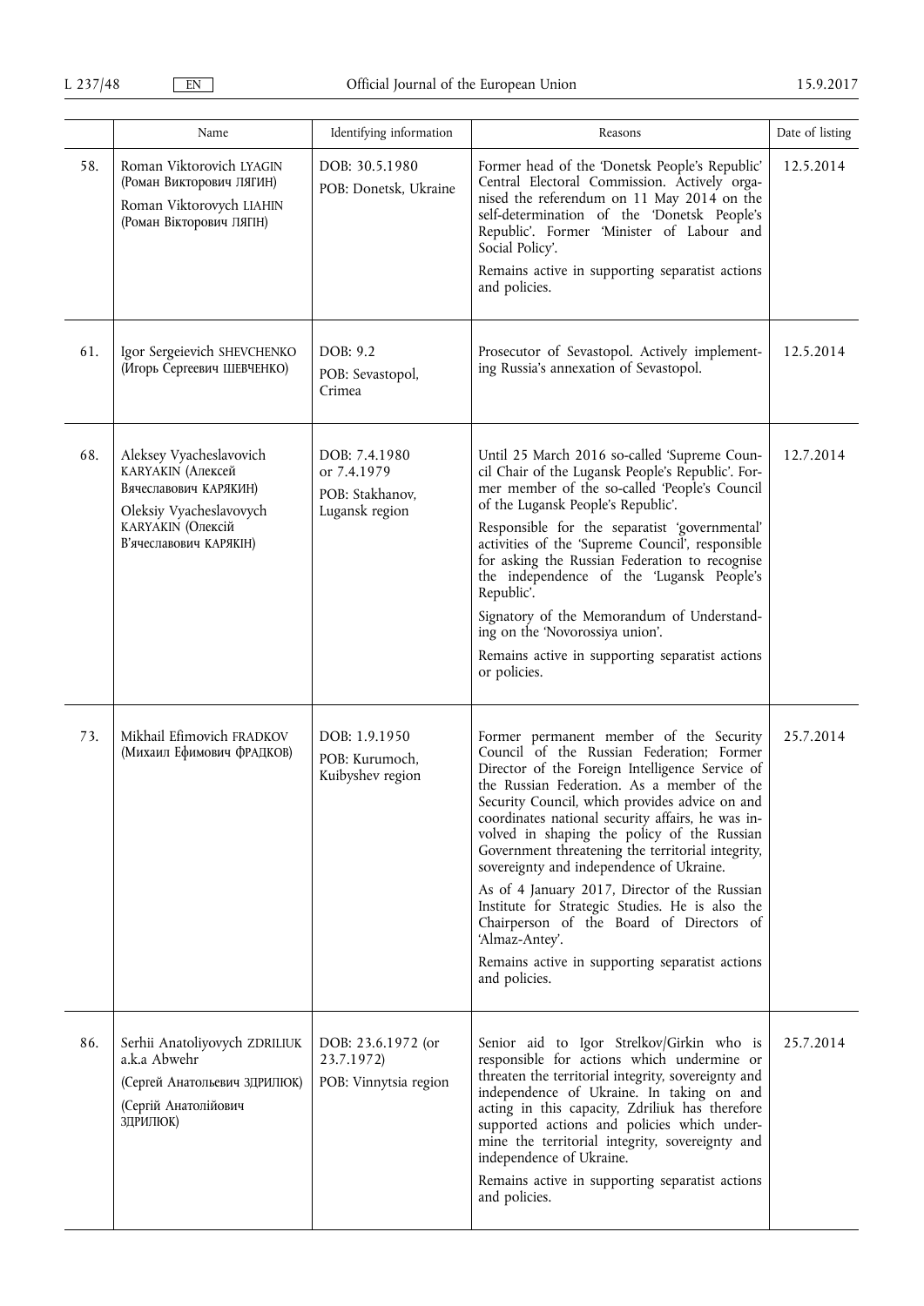| | Name | Identifying information | Reasons | Date of listing |
|---|---|---|---|---|
| 58. | Roman Viktorovich LYAGIN (Роман Викторович ЛЯГИН) Roman Viktorovych LIAHIN (Роман Вікторович ЛЯГІН) | DOB: 30.5.1980 POB: Donetsk, Ukraine | Former head of the 'Donetsk People's Republic' Central Electoral Commission. Actively organised the referendum on 11 May 2014 on the self-determination of the 'Donetsk People's Republic'. Former 'Minister of Labour and Social Policy'. Remains active in supporting separatist actions and policies. | 12.5.2014 |
| 61. | Igor Sergeievich SHEVCHENKO (Игорь Сергеевич ШЕВЧЕНКО) | DOB: 9.2 POB: Sevastopol, Crimea | Prosecutor of Sevastopol. Actively implementing Russia's annexation of Sevastopol. | 12.5.2014 |
| 68. | Aleksey Vyacheslavovich KARYAKIN (Алексей Вячеславович КАРЯКИН) Oleksiy Vyacheslavovych KARYAKIN (Олексій В'ячеславович КАРЯКІН) | DOB: 7.4.1980 or 7.4.1979 POB: Stakhanov, Lugansk region | Until 25 March 2016 so-called 'Supreme Council Chair of the Lugansk People's Republic'. Former member of the so-called 'People's Council of the Lugansk People's Republic'. Responsible for the separatist 'governmental' activities of the 'Supreme Council', responsible for asking the Russian Federation to recognise the independence of the 'Lugansk People's Republic'. Signatory of the Memorandum of Understanding on the 'Novorossiya union'. Remains active in supporting separatist actions or policies. | 12.7.2014 |
| 73. | Mikhail Efimovich FRADKOV (Михаил Ефимович ФРАДКОВ) | DOB: 1.9.1950 POB: Kurumoch, Kuibyshev region | Former permanent member of the Security Council of the Russian Federation; Former Director of the Foreign Intelligence Service of the Russian Federation. As a member of the Security Council, which provides advice on and coordinates national security affairs, he was involved in shaping the policy of the Russian Government threatening the territorial integrity, sovereignty and independence of Ukraine. As of 4 January 2017, Director of the Russian Institute for Strategic Studies. He is also the Chairperson of the Board of Directors of 'Almaz-Antey'. Remains active in supporting separatist actions and policies. | 25.7.2014 |
| 86. | Serhii Anatoliyovych ZDRILIUK a.k.a Abwehr (Сергей Анатольевич ЗДРИЛЮК) (Сергій Анатолійович ЗДРИЛЮК) | DOB: 23.6.1972 (or 23.7.1972) POB: Vinnytsia region | Senior aid to Igor Strelkov/Girkin who is responsible for actions which undermine or threaten the territorial integrity, sovereignty and independence of Ukraine. In taking on and acting in this capacity, Zdriliuk has therefore supported actions and policies which undermine the territorial integrity, sovereignty and independence of Ukraine. Remains active in supporting separatist actions and policies. | 25.7.2014 |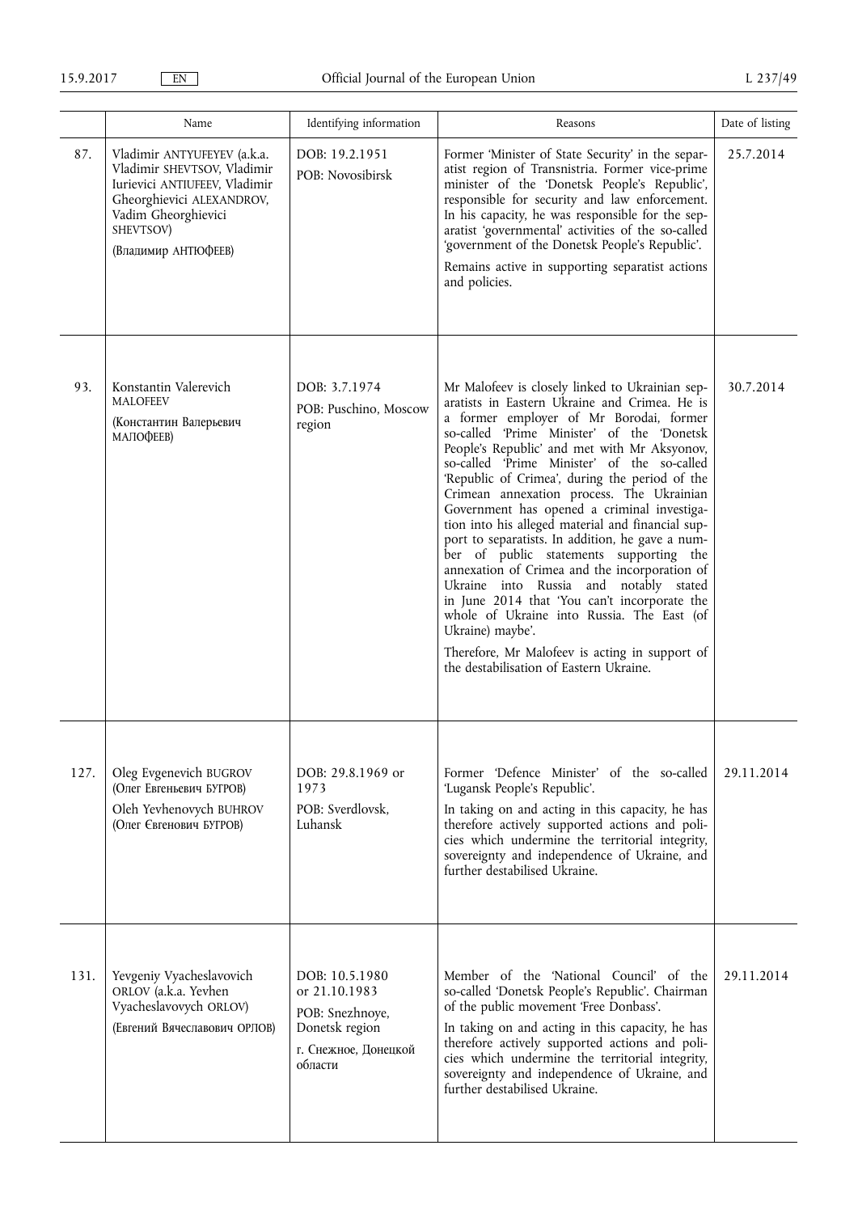| | Name | Identifying information | Reasons | Date of listing |
|---|---|---|---|---|
| 87. | Vladimir ANTYUFEYEV (a.k.a. Vladimir SHEVTSOV, Vladimir Iurievici ANTIUFEEV, Vladimir Gheorghievici ALEXANDROV, Vadim Gheorghievici SHEVTSOV) (Владимир АНТЮФЕЕВ) | DOB: 19.2.1951 POB: Novosibirsk | Former 'Minister of State Security' in the separatist region of Transnistria. Former vice-prime minister of the 'Donetsk People's Republic', responsible for security and law enforcement. In his capacity, he was responsible for the separatist 'governmental' activities of the so-called 'government of the Donetsk People's Republic'. Remains active in supporting separatist actions and policies. | 25.7.2014 |
| 93. | Konstantin Valerevich MALOFEEV (Константин Валерьевич МАЛОФЕЕВ) | DOB: 3.7.1974 POB: Puschino, Moscow region | Mr Malofeev is closely linked to Ukrainian separatists in Eastern Ukraine and Crimea. He is a former employer of Mr Borodai, former so-called 'Prime Minister' of the 'Donetsk People's Republic' and met with Mr Aksyonov, so-called 'Prime Minister' of the so-called 'Republic of Crimea', during the period of the Crimean annexation process. The Ukrainian Government has opened a criminal investigation into his alleged material and financial support to separatists. In addition, he gave a number of public statements supporting the annexation of Crimea and the incorporation of Ukraine into Russia and notably stated in June 2014 that 'You can't incorporate the whole of Ukraine into Russia. The East (of Ukraine) maybe'. Therefore, Mr Malofeev is acting in support of the destabilisation of Eastern Ukraine. | 30.7.2014 |
| 127. | Oleg Evgenevich BUGROV (Олег Евгеньевич БУГРОВ) Oleh Yevhenovych BUHROV (Олег Євгенович БУГРОВ) | DOB: 29.8.1969 or 1973 POB: Sverdlovsk, Luhansk | Former 'Defence Minister' of the so-called 'Lugansk People's Republic'. In taking on and acting in this capacity, he has therefore actively supported actions and policies which undermine the territorial integrity, sovereignty and independence of Ukraine, and further destabilised Ukraine. | 29.11.2014 |
| 131. | Yevgeniy Vyacheslavovich ORLOV (a.k.a. Yevhen Vyacheslavovych ORLOV) (Евгений Вячеславович ОРЛОВ) | DOB: 10.5.1980 or 21.10.1983 POB: Snezhnoye, Donetsk region г. Снежное, Донецкой области | Member of the 'National Council' of the so-called 'Donetsk People's Republic'. Chairman of the public movement 'Free Donbass'. In taking on and acting in this capacity, he has therefore actively supported actions and policies which undermine the territorial integrity, sovereignty and independence of Ukraine, and further destabilised Ukraine. | 29.11.2014 |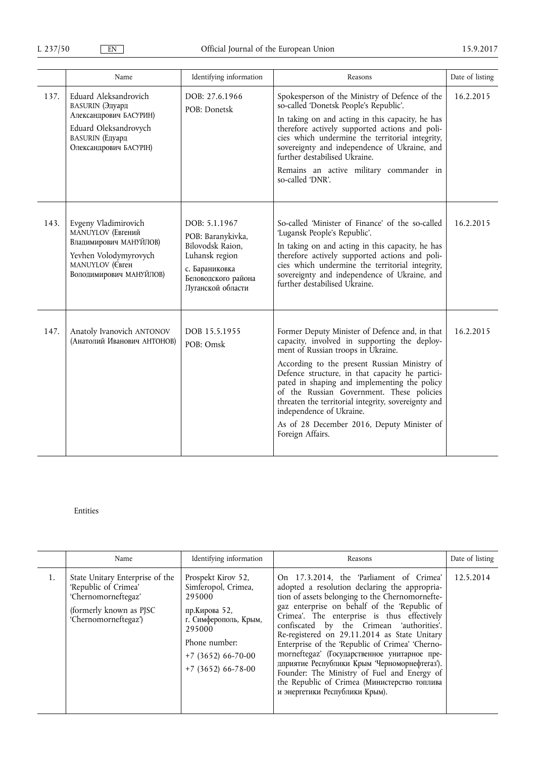| | Name | Identifying information | Reasons | Date of listing |
|---|---|---|---|---|
| 137. | Eduard Aleksandrovich BASURIN (Эдуард Александрович БАСУРИН)<br>Eduard Oleksandrovych BASURIN (Едуард Олександрович БАСУРІН) | DOB: 27.6.1966<br>POB: Donetsk | Spokesperson of the Ministry of Defence of the so-called 'Donetsk People's Republic'.<br>In taking on and acting in this capacity, he has therefore actively supported actions and policies which undermine the territorial integrity, sovereignty and independence of Ukraine, and further destabilised Ukraine.<br>Remains an active military commander in so-called 'DNR'. | 16.2.2015 |
| 143. | Evgeny Vladimirovich MANUYLOV (Евгений Владимирович МАНУЙЛОВ)<br>Yevhen Volodymyrovych MANUYLOV (Євген Володимирович МАНУЙЛОВ) | DOB: 5.1.1967<br>POB: Baranykivka, Bilovodsk Raion, Luhansk region<br>с. Бараниковка Беловодского района Луганской области | So-called 'Minister of Finance' of the so-called 'Lugansk People's Republic'.<br>In taking on and acting in this capacity, he has therefore actively supported actions and policies which undermine the territorial integrity, sovereignty and independence of Ukraine, and further destabilised Ukraine. | 16.2.2015 |
| 147. | Anatoly Ivanovich ANTONOV (Анатолий Иванович АНТОНОВ) | DOB 15.5.1955<br>POB: Omsk | Former Deputy Minister of Defence and, in that capacity, involved in supporting the deployment of Russian troops in Ukraine.<br>According to the present Russian Ministry of Defence structure, in that capacity he participated in shaping and implementing the policy of the Russian Government. These policies threaten the territorial integrity, sovereignty and independence of Ukraine.<br>As of 28 December 2016, Deputy Minister of Foreign Affairs. | 16.2.2015 |

Entities

| | Name | Identifying information | Reasons | Date of listing |
|---|---|---|---|---|
| 1. | State Unitary Enterprise of the 'Republic of Crimea' 'Chernomorneftegaz'<br>(formerly known as PJSC 'Chernomorneftegaz') | Prospekt Kirov 52, Simferopol, Crimea, 295000<br>пр.Кирова 52, г. Симферополь, Крым, 295000<br>Phone number:<br>+7 (3652) 66-70-00<br>+7 (3652) 66-78-00 | On 17.3.2014, the 'Parliament of Crimea' adopted a resolution declaring the appropriation of assets belonging to the Chernomorneftegaz enterprise on behalf of the 'Republic of Crimea'. The enterprise is thus effectively confiscated by the Crimean 'authorities'. Re-registered on 29.11.2014 as State Unitary Enterprise of the 'Republic of Crimea' 'Chernomorneftegaz' (Государственное унитарное предприятие Республики Крым 'Черноморнефтегаз'). Founder: The Ministry of Fuel and Energy of the Republic of Crimea (Министерство топлива и энергетики Республики Крым). | 12.5.2014 |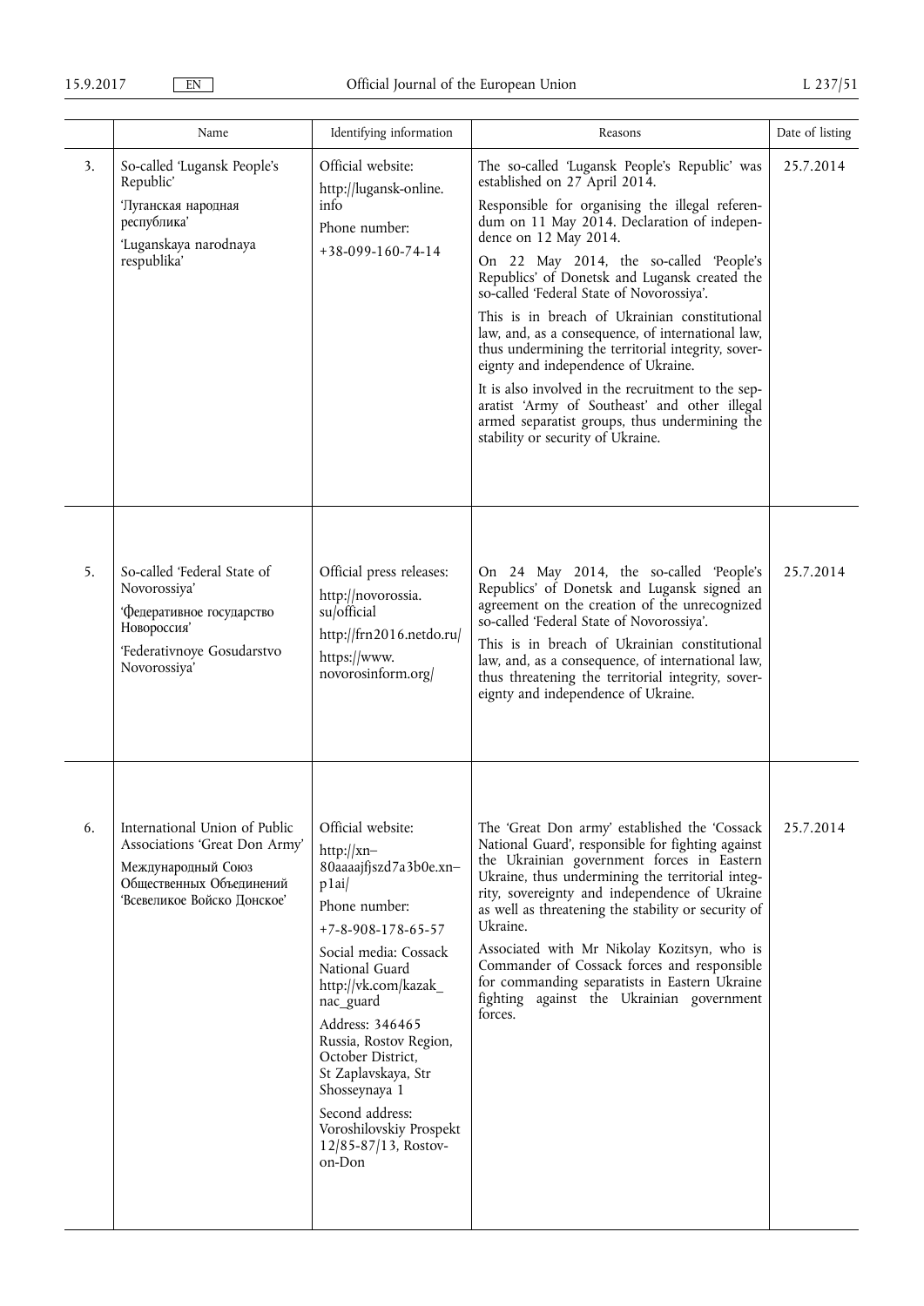| | Name | Identifying information | Reasons | Date of listing |
|---|---|---|---|---|
| 3. | So-called 'Lugansk People's Republic'<br>'Луганская народная республика'<br>'Luganskaya narodnaya respublika' | Official website:<br>http://lugansk-online.info<br>Phone number:<br>+38-099-160-74-14 | The so-called 'Lugansk People's Republic' was established on 27 April 2014.<br>Responsible for organising the illegal referendum on 11 May 2014. Declaration of independence on 12 May 2014.<br>On 22 May 2014, the so-called 'People's Republics' of Donetsk and Lugansk created the so-called 'Federal State of Novorossiya'.<br>This is in breach of Ukrainian constitutional law, and, as a consequence, of international law, thus undermining the territorial integrity, sovereignty and independence of Ukraine.<br>It is also involved in the recruitment to the separatist 'Army of Southeast' and other illegal armed separatist groups, thus undermining the stability or security of Ukraine. | 25.7.2014 |
| 5. | So-called 'Federal State of Novorossiya'<br>'Федеративное государство Новороссия'<br>'Federativnoye Gosudarstvo Novorossiya' | Official press releases:<br>http://novorossia.su/official<br>http://frn2016.netdo.ru/<br>https://www.novorosinform.org/ | On 24 May 2014, the so-called 'People's Republics' of Donetsk and Lugansk signed an agreement on the creation of the unrecognized so-called 'Federal State of Novorossiya'.<br>This is in breach of Ukrainian constitutional law, and, as a consequence, of international law, thus threatening the territorial integrity, sovereignty and independence of Ukraine. | 25.7.2014 |
| 6. | International Union of Public Associations 'Great Don Army'<br>Международный Союз Общественных Объединений 'Всевеликое Войско Донское' | Official website:<br>http://xn--80aaaajfjszd7a3b0e.xn--p1ai/<br>Phone number:<br>+7-8-908-178-65-57<br>Social media: Cossack National Guard http://vk.com/kazak_nac_guard<br>Address: 346465 Russia, Rostov Region, October District, St Zaplavskaya, Str Shosseynaya 1<br>Second address: Voroshilovskiy Prospekt 12/85-87/13, Rostov-on-Don | The 'Great Don army' established the 'Cossack National Guard', responsible for fighting against the Ukrainian government forces in Eastern Ukraine, thus undermining the territorial integrity, sovereignty and independence of Ukraine as well as threatening the stability or security of Ukraine.<br>Associated with Mr Nikolay Kozitsyn, who is Commander of Cossack forces and responsible for commanding separatists in Eastern Ukraine fighting against the Ukrainian government forces. | 25.7.2014 |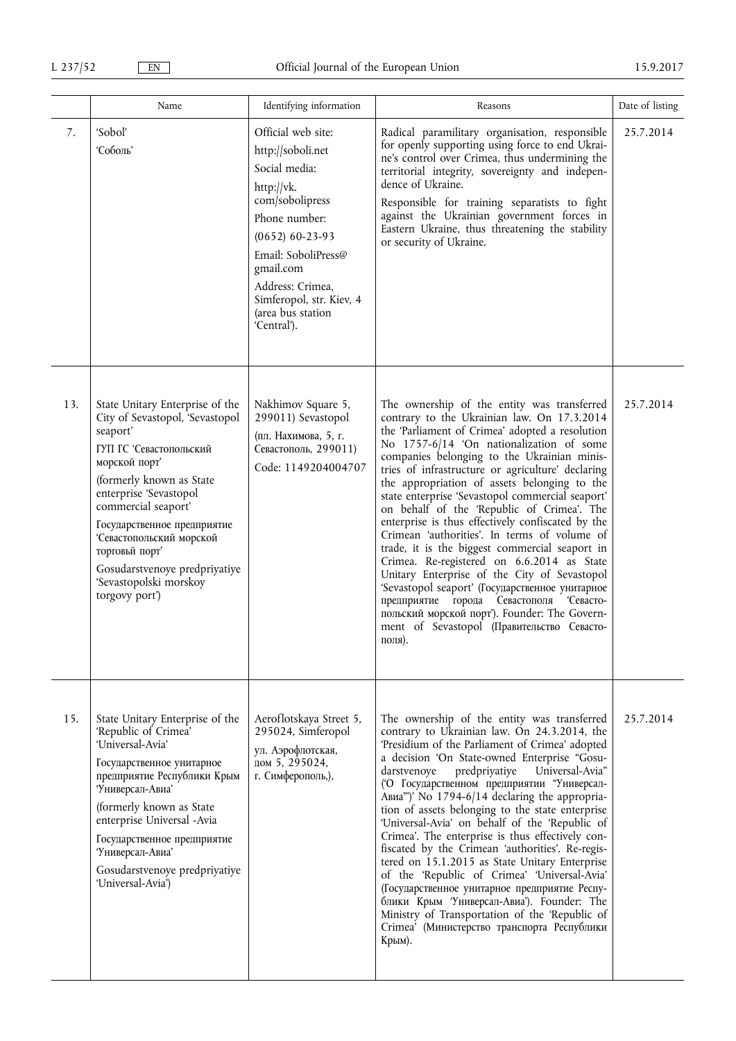| | Name | Identifying information | Reasons | Date of listing |
|---|---|---|---|---|
| 7. | 'Sobol' 'Соболь' | Official web site: http://soboli.net Social media: http://vk.com/sobolipress Phone number: (0652) 60-23-93 Email: SoboliPress@gmail.com Address: Crimea, Simferopol, str. Kiev, 4 (area bus station 'Central'). | Radical paramilitary organisation, responsible for openly supporting using force to end Ukraine's control over Crimea, thus undermining the territorial integrity, sovereignty and independence of Ukraine. Responsible for training separatists to fight against the Ukrainian government forces in Eastern Ukraine, thus threatening the stability or security of Ukraine. | 25.7.2014 |
| 13. | State Unitary Enterprise of the City of Sevastopol, 'Sevastopol seaport' ГУП ГС 'Севастопольский морской порт' (formerly known as State enterprise 'Sevastopol commercial seaport' Государственное предприятие 'Севастопольский морской торговый порт' Gosudarstvenoye predpriyatiye 'Sevastopolski morskoy torgovy port') | Nakhimov Square 5, 299011) Sevastopol (пл. Нахимова, 5, г. Севастополь, 299011) Code: 1149204004707 | The ownership of the entity was transferred contrary to the Ukrainian law. On 17.3.2014 the 'Parliament of Crimea' adopted a resolution No 1757-6/14 'On nationalization of some companies belonging to the Ukrainian ministries of infrastructure or agriculture' declaring the appropriation of assets belonging to the state enterprise 'Sevastopol commercial seaport' on behalf of the 'Republic of Crimea'. The enterprise is thus effectively confiscated by the Crimean 'authorities'. In terms of volume of trade, it is the biggest commercial seaport in Crimea. Re-registered on 6.6.2014 as State Unitary Enterprise of the City of Sevastopol 'Sevastopol seaport' (Государственное унитарное предприятие города Севастополя 'Севастопольский морской порт'). Founder: The Government of Sevastopol (Правительство Севастополя). | 25.7.2014 |
| 15. | State Unitary Enterprise of the 'Republic of Crimea' 'Universal-Avia' Государственное унитарное предприятие Республики Крым 'Универсал-Авиа' (formerly known as State enterprise Universal -Avia Государственное предприятие 'Универсал-Авиа' Gosudarstvenoye predpriyatiye 'Universal-Avia') | Aeroflotskaya Street 5, 295024, Simferopol ул. Аэрофлотская, дом 5, 295024, г. Симферополь,), | The ownership of the entity was transferred contrary to Ukrainian law. On 24.3.2014, the 'Presidium of the Parliament of Crimea' adopted a decision 'On State-owned Enterprise "Gosudarstvenoye predpriyatiye Universal-Avia" ('О Государственном предприятии "Универсал-Авиа"')' No 1794-6/14 declaring the appropriation of assets belonging to the state enterprise 'Universal-Avia' on behalf of the 'Republic of Crimea'. The enterprise is thus effectively confiscated by the Crimean 'authorities'. Re-registered on 15.1.2015 as State Unitary Enterprise of the 'Republic of Crimea' 'Universal-Avia' (Государственное унитарное предприятие Республики Крым 'Универсал-Авиа'). Founder: The Ministry of Transportation of the 'Republic of Crimea' (Министерство транспорта Республики Крым). | 25.7.2014 |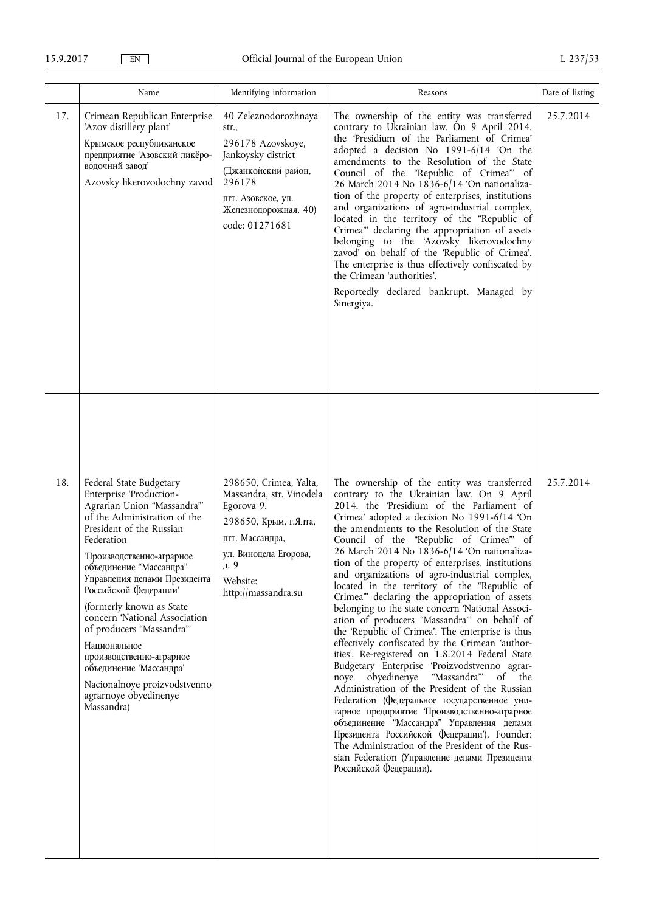|  | Name | Identifying information | Reasons | Date of listing |
| --- | --- | --- | --- | --- |
| 17. | Crimean Republican Enterprise 'Azov distillery plant'<br>Крымское республиканское предприятие 'Азовский ликёро-водочнй завод'<br>Azovsky likerovodochny zavod | 40 Zeleznodorozhnaya str.,<br>296178 Azovskoye, Jankoysky district<br>(Джанкойский район, 296178<br>пгт. Азовское, ул. Железнодорожная, 40)<br>code: 01271681 | The ownership of the entity was transferred contrary to Ukrainian law. On 9 April 2014, the 'Presidium of the Parliament of Crimea' adopted a decision No 1991-6/14 'On the amendments to the Resolution of the State Council of the "Republic of Crimea"' of 26 March 2014 No 1836-6/14 'On nationalization of the property of enterprises, institutions and organizations of agro-industrial complex, located in the territory of the "Republic of Crimea"' declaring the appropriation of assets belonging to the 'Azovsky likerovodochny zavod' on behalf of the 'Republic of Crimea'. The enterprise is thus effectively confiscated by the Crimean 'authorities'.<br>Reportedly declared bankrupt. Managed by Sinergiya. | 25.7.2014 |
| 18. | Federal State Budgetary Enterprise 'Production-Agrarian Union "Massandra"' of the Administration of the President of the Russian Federation<br>'Производственно-аграрное объединение "Массандра" Управления делами Президента Российской Федерации'<br>(formerly known as State concern 'National Association of producers "Massandra"'<br>Национальное производственно-аграрное объединение 'Массандра'<br>Nacionalnoye proizvodstvenno agrarnoye obyedinenye Massandra) | 298650, Crimea, Yalta, Massandra, str. Vinodela Egorova 9.<br>298650, Крым, г.Ялта, пгт. Массандра, ул. Винодела Егорова, д. 9<br>Website: http://massandra.su | The ownership of the entity was transferred contrary to the Ukrainian law. On 9 April 2014, the 'Presidium of the Parliament of Crimea' adopted a decision No 1991-6/14 'On the amendments to the Resolution of the State Council of the "Republic of Crimea"' of 26 March 2014 No 1836-6/14 'On nationalization of the property of enterprises, institutions and organizations of agro-industrial complex, located in the territory of the "Republic of Crimea"' declaring the appropriation of assets belonging to the state concern 'National Association of producers "Massandra"' on behalf of the 'Republic of Crimea'. The enterprise is thus effectively confiscated by the Crimean 'authorities'. Re-registered on 1.8.2014 Federal State Budgetary Enterprise 'Proizvodstvenno agrarnoye obyedinenye "Massandra"' of the Administration of the President of the Russian Federation (Федеральное государственное унитарное предприятие 'Производственно-аграрное объединение "Массандра" Управления делами Президента Российской Федерации'). Founder: The Administration of the President of the Russian Federation (Управление делами Президента Российской Федерации). | 25.7.2014 |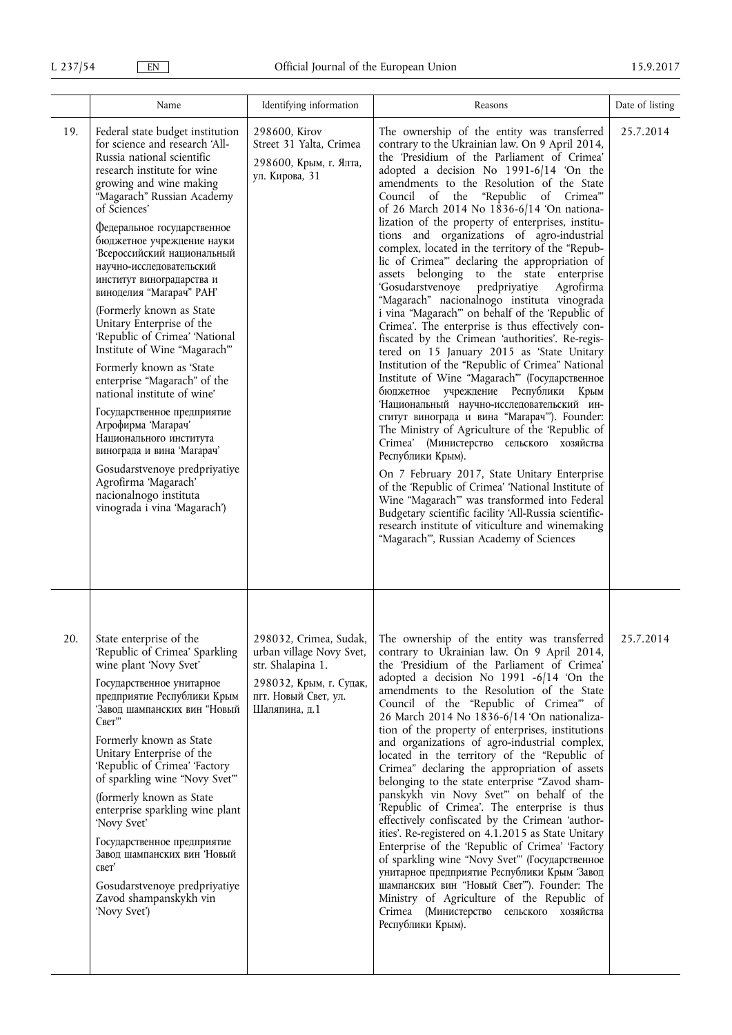| | Name | Identifying information | Reasons | Date of listing |
|---|---|---|---|---|
| 19. | Federal state budget institution for science and research 'All-Russia national scientific research institute for wine growing and wine making "Magarach" Russian Academy of Sciences'<br><br>Федеральное государственное бюджетное учреждение науки 'Всероссийский национальный научно-исследовательский институт виноградарства и виноделия "Магарач" РАН'<br><br>(Formerly known as State Unitary Enterprise of the 'Republic of Crimea' 'National Institute of Wine "Magarach"'<br><br>Formerly known as 'State enterprise "Magarach" of the national institute of wine'<br><br>Государственное предприятие Агрофирма 'Магарач' Национального института винограда и вина 'Магарач'<br><br>Gosudarstvenoye predpriyatiye Agrofirma 'Magarach' nacionalnogo instituta vinograda i vina 'Magarach') | 298600, Kirov Street 31 Yalta, Crimea<br><br>298600, Крым, г. Ялта, ул. Кирова, 31 | The ownership of the entity was transferred contrary to the Ukrainian law. On 9 April 2014, the 'Presidium of the Parliament of Crimea' adopted a decision No 1991-6/14 'On the amendments to the Resolution of the State Council of the "Republic of Crimea"' of 26 March 2014 No 1836-6/14 'On nationalization of the property of enterprises, institutions and organizations of agro-industrial complex, located in the territory of the "Republic of Crimea"' declaring the appropriation of assets belonging to the state enterprise 'Gosudarstvenoye predpriyatiye Agrofirma "Magarach" nacionalnogo instituta vinograda i vina "Magarach"' on behalf of the 'Republic of Crimea'. The enterprise is thus effectively confiscated by the Crimean 'authorities'. Re-registered on 15 January 2015 as 'State Unitary Institution of the "Republic of Crimea" National Institute of Wine "Magarach"' (Государственное бюджетное учреждение Республики Крым 'Национальный научно-исследовательский институт винограда и вина "Магарач"'). Founder: The Ministry of Agriculture of the 'Republic of Crimea' (Министерство сельского хозяйства Республики Крым).<br><br>On 7 February 2017, State Unitary Enterprise of the 'Republic of Crimea' 'National Institute of Wine "Magarach"' was transformed into Federal Budgetary scientific facility 'All-Russia scientific-research institute of viticulture and winemaking "Magarach"', Russian Academy of Sciences | 25.7.2014 |
| 20. | State enterprise of the 'Republic of Crimea' Sparkling wine plant 'Novy Svet'<br><br>Государственное унитарное предприятие Республики Крым 'Завод шампанских вин "Новый Свет"'<br><br>Formerly known as State Unitary Enterprise of the 'Republic of Crimea' 'Factory of sparkling wine "Novy Svet"'<br><br>(formerly known as State enterprise sparkling wine plant 'Novy Svet'<br><br>Государственное предприятие Завод шампанских вин 'Новый свет'<br><br>Gosudarstvenoye predpriyatiye Zavod shampanskykh vin 'Novy Svet') | 298032, Crimea, Sudak, urban village Novy Svet, str. Shalapina 1.<br><br>298032, Крым, г. Судак, пгт. Новый Свет, ул. Шаляпина, д.1 | The ownership of the entity was transferred contrary to Ukrainian law. On 9 April 2014, the 'Presidium of the Parliament of Crimea' adopted a decision No 1991 -6/14 'On the amendments to the Resolution of the State Council of the "Republic of Crimea"' of 26 March 2014 No 1836-6/14 'On nationalization of the property of enterprises, institutions and organizations of agro-industrial complex, located in the territory of the "Republic of Crimea" declaring the appropriation of assets belonging to the state enterprise "Zavod shampanskykh vin Novy Svet"' on behalf of the 'Republic of Crimea'. The enterprise is thus effectively confiscated by the Crimean 'authorities'. Re-registered on 4.1.2015 as State Unitary Enterprise of the 'Republic of Crimea' 'Factory of sparkling wine "Novy Svet"' (Государственное унитарное предприятие Республики Крым 'Завод шампанских вин "Новый Свет"'). Founder: The Ministry of Agriculture of the Republic of Crimea (Министерство сельского хозяйства Республики Крым). | 25.7.2014 |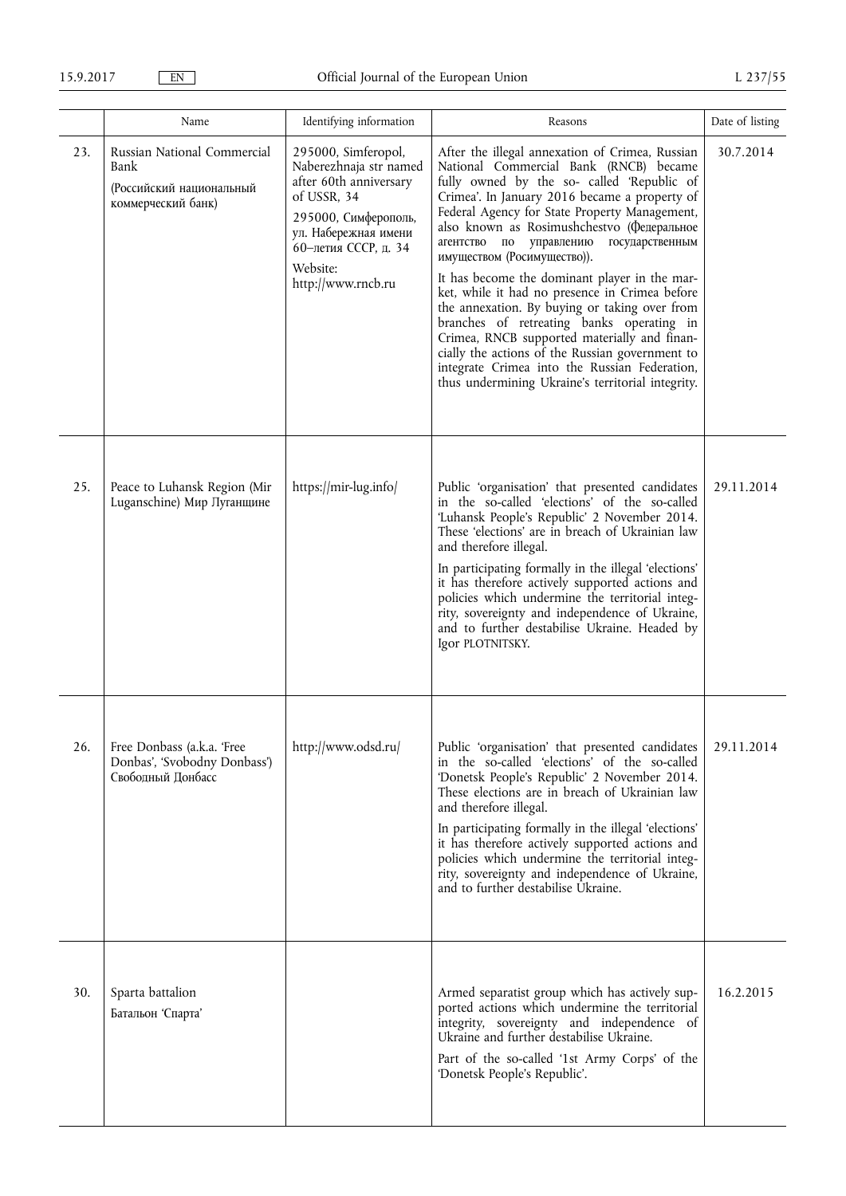| | Name | Identifying information | Reasons | Date of listing |
|---|---|---|---|---|
| 23. | Russian National Commercial Bank (Российский национальный коммерческий банк) | 295000, Simferopol, Naberezhnaja str named after 60th anniversary of USSR, 34<br>295000, Симферополь, ул. Набережная имени 60–летия СССР, д. 34<br>Website: http://www.rncb.ru | After the illegal annexation of Crimea, Russian National Commercial Bank (RNCB) became fully owned by the so- called 'Republic of Crimea'. In January 2016 became a property of Federal Agency for State Property Management, also known as Rosimushchestvo (Федеральное агентство по управлению государственным имуществом (Росимущество)).<br>It has become the dominant player in the market, while it had no presence in Crimea before the annexation. By buying or taking over from branches of retreating banks operating in Crimea, RNCB supported materially and financially the actions of the Russian government to integrate Crimea into the Russian Federation, thus undermining Ukraine's territorial integrity. | 30.7.2014 |
| 25. | Peace to Luhansk Region (Mir Luganschine) Мир Луганщине | https://mir-lug.info/ | Public 'organisation' that presented candidates in the so-called 'elections' of the so-called 'Luhansk People's Republic' 2 November 2014. These 'elections' are in breach of Ukrainian law and therefore illegal.<br>In participating formally in the illegal 'elections' it has therefore actively supported actions and policies which undermine the territorial integrity, sovereignty and independence of Ukraine, and to further destabilise Ukraine. Headed by Igor PLOTNITSKY. | 29.11.2014 |
| 26. | Free Donbass (a.k.a. 'Free Donbas', 'Svobodny Donbass') Свободный Донбасс | http://www.odsd.ru/ | Public 'organisation' that presented candidates in the so-called 'elections' of the so-called 'Donetsk People's Republic' 2 November 2014. These elections are in breach of Ukrainian law and therefore illegal.<br>In participating formally in the illegal 'elections' it has therefore actively supported actions and policies which undermine the territorial integrity, sovereignty and independence of Ukraine, and to further destabilise Ukraine. | 29.11.2014 |
| 30. | Sparta battalion<br>Батальон 'Спарта' | | Armed separatist group which has actively supported actions which undermine the territorial integrity, sovereignty and independence of Ukraine and further destabilise Ukraine.<br>Part of the so-called '1st Army Corps' of the 'Donetsk People's Republic'. | 16.2.2015 |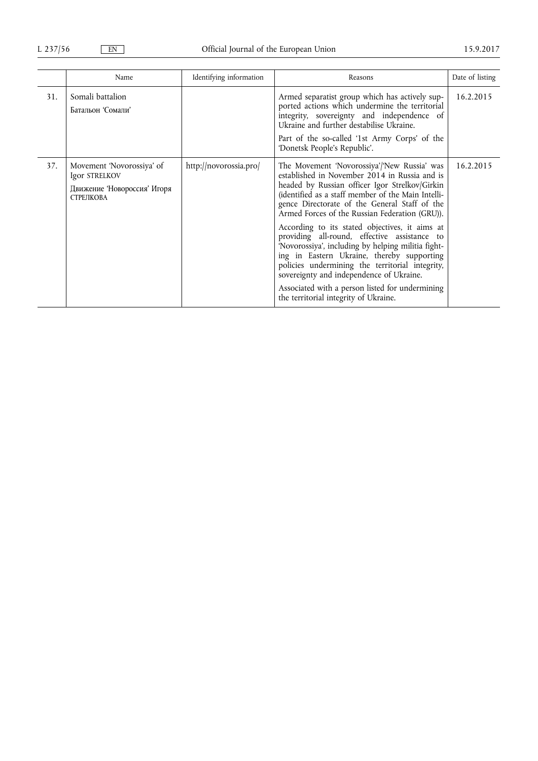| | Name | Identifying information | Reasons | Date of listing |
|---|---|---|---|---|
| 31. | Somali battalion<br>Батальон 'Сомали' | | Armed separatist group which has actively supported actions which undermine the territorial integrity, sovereignty and independence of Ukraine and further destabilise Ukraine.<br>Part of the so-called '1st Army Corps' of the 'Donetsk People's Republic'. | 16.2.2015 |
| 37. | Movement 'Novorossiya' of Igor STRELKOV<br>Движение 'Новороссия' Игоря СТРЕЛКОВА | http://novorossia.pro/ | The Movement 'Novorossiya'/'New Russia' was established in November 2014 in Russia and is headed by Russian officer Igor Strelkov/Girkin (identified as a staff member of the Main Intelligence Directorate of the General Staff of the Armed Forces of the Russian Federation (GRU)).<br>According to its stated objectives, it aims at providing all-round, effective assistance to 'Novorossiya', including by helping militia fighting in Eastern Ukraine, thereby supporting policies undermining the territorial integrity, sovereignty and independence of Ukraine.<br>Associated with a person listed for undermining the territorial integrity of Ukraine. | 16.2.2015 |